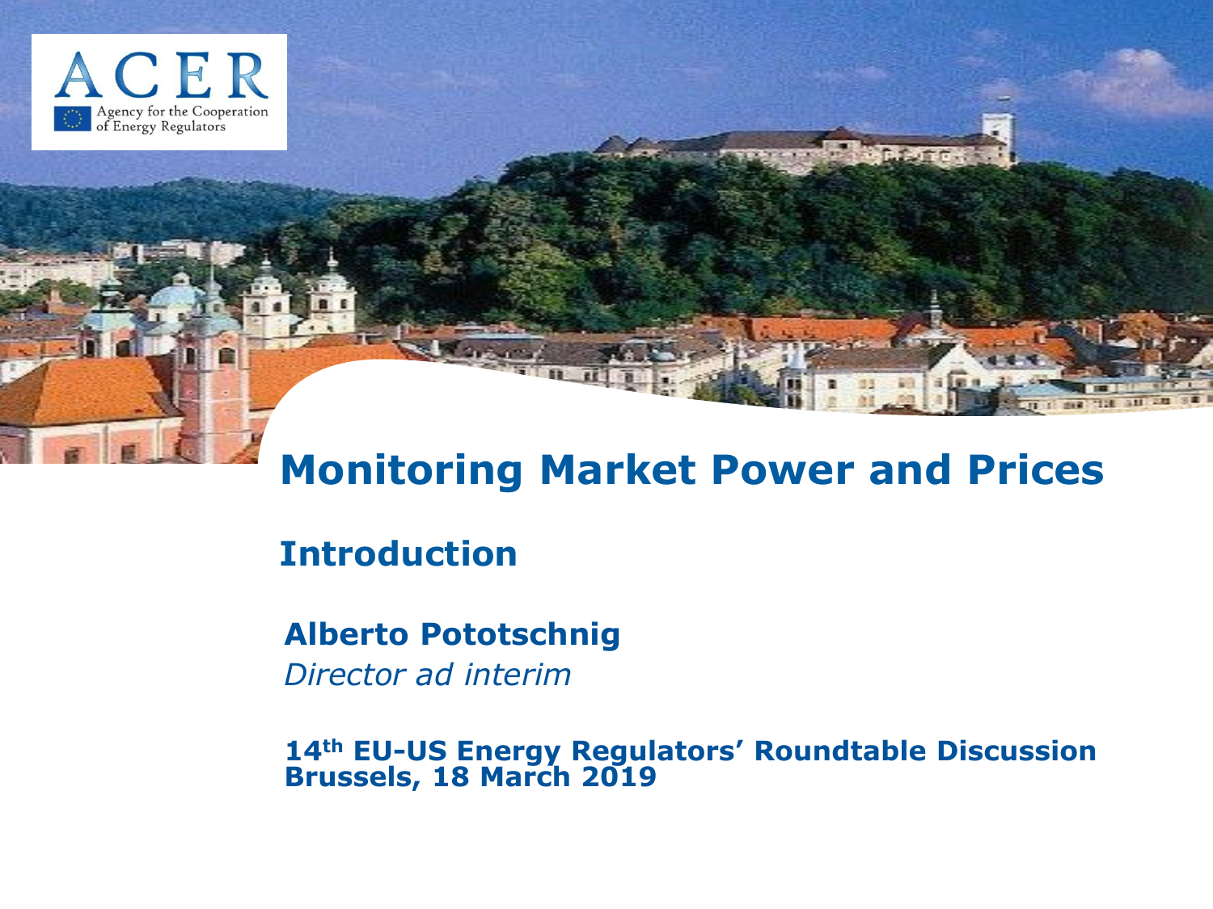ACER

Agency for the Cooperation of Energy Regulators

# Monitoring Market Power and Prices

## Introduction

**Alberto Pototschnig**

*Director ad interim*

**14th EU-US Energy Regulators' Roundtable Discussion**
**Brussels, 18 March 2019**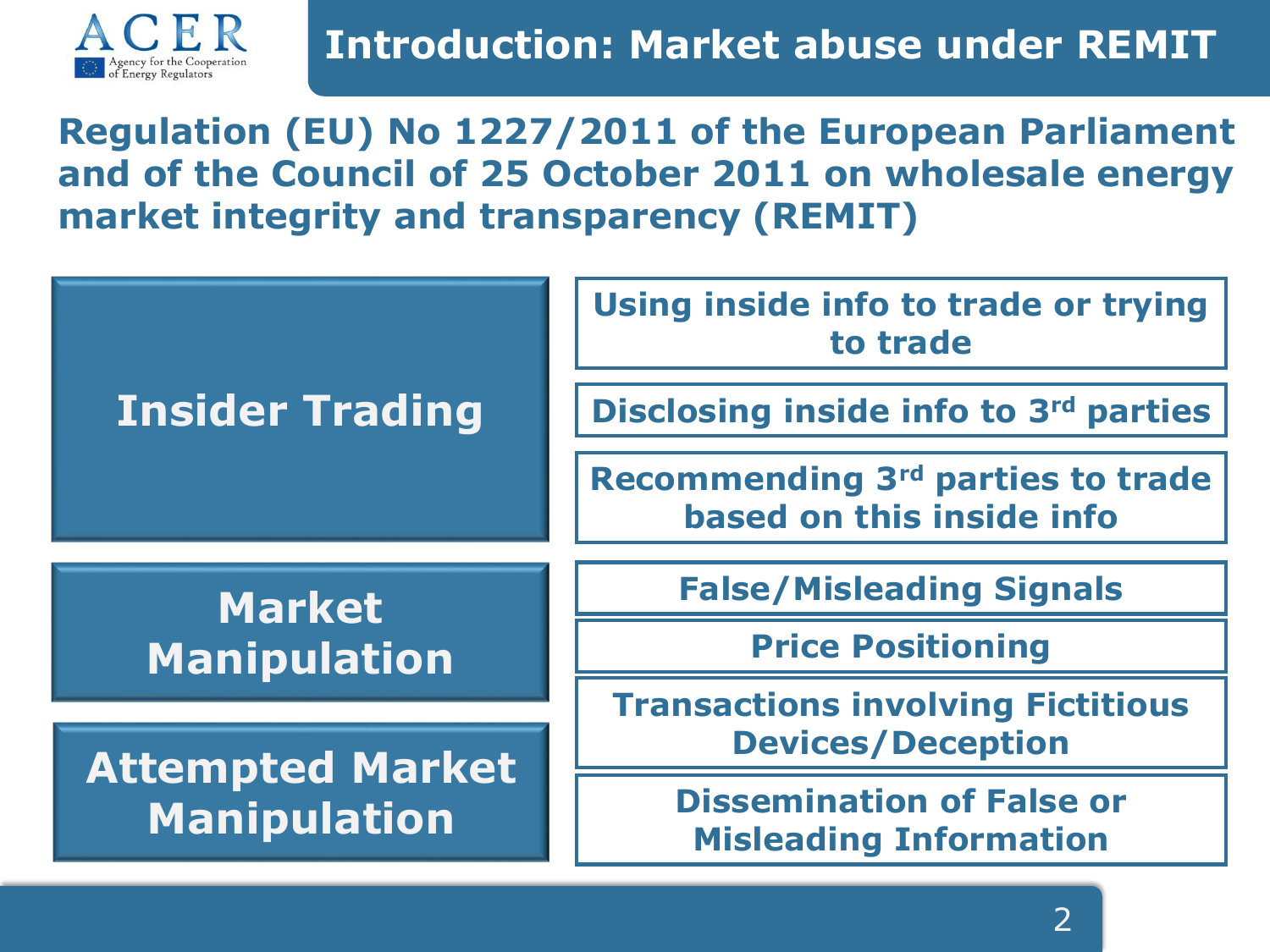# Introduction: Market abuse under REMIT

**Regulation (EU) No 1227/2011 of the European Parliament and of the Council of 25 October 2011 on wholesale energy market integrity and transparency (REMIT)**

## Insider Trading

- Using inside info to trade or trying to trade
- Disclosing inside info to 3rd parties
- Recommending 3rd parties to trade based on this inside info

## Market Manipulation

## Attempted Market Manipulation

- False/Misleading Signals
- Price Positioning
- Transactions involving Fictitious Devices/Deception
- Dissemination of False or Misleading Information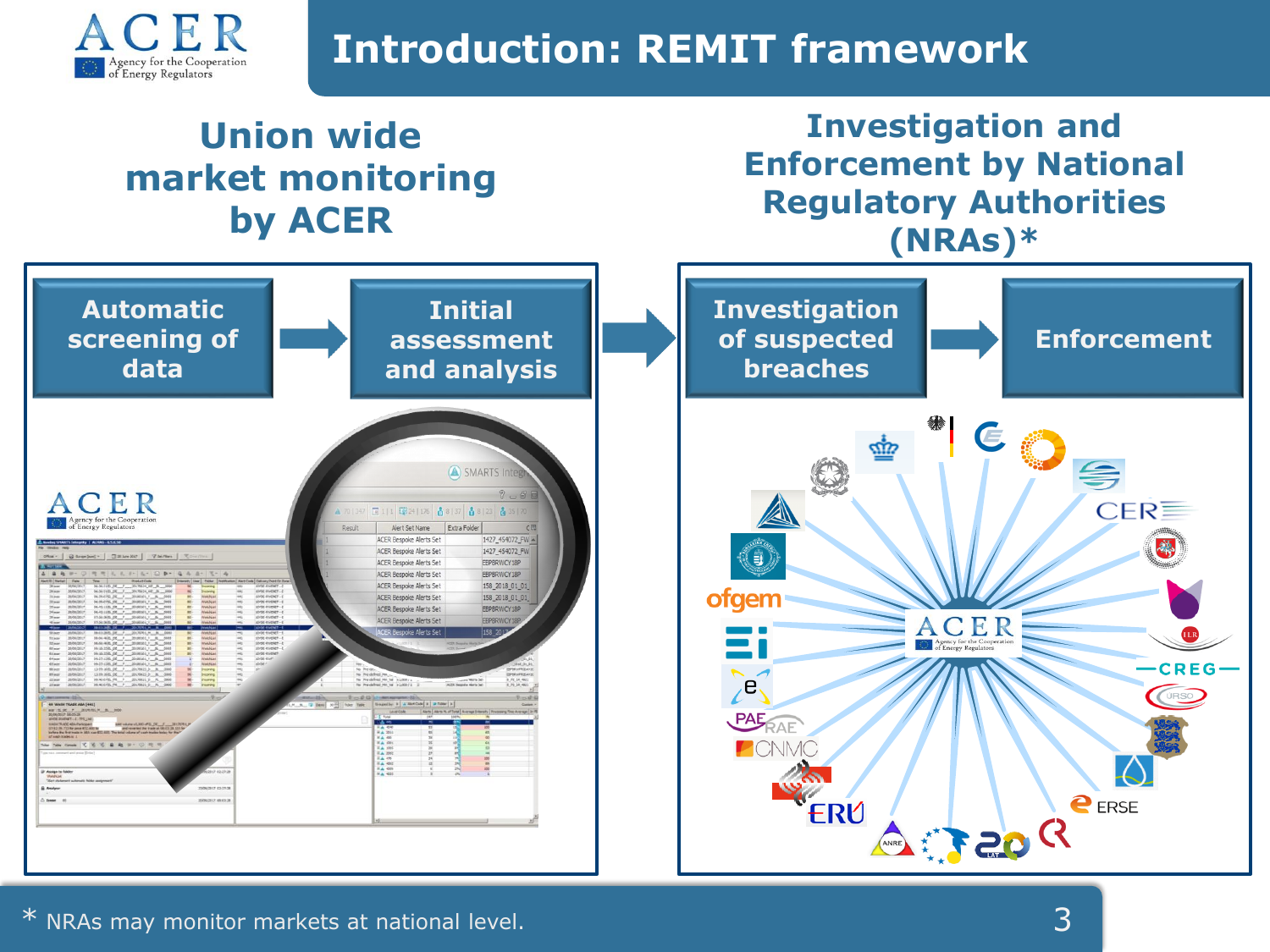# Introduction: REMIT framework

## Union wide market monitoring by ACER

Automatic screening of data → Initial assessment and analysis

## Investigation and Enforcement by National Regulatory Authorities (NRAs)*

Investigation of suspected breaches → Enforcement

\* NRAs may monitor markets at national level.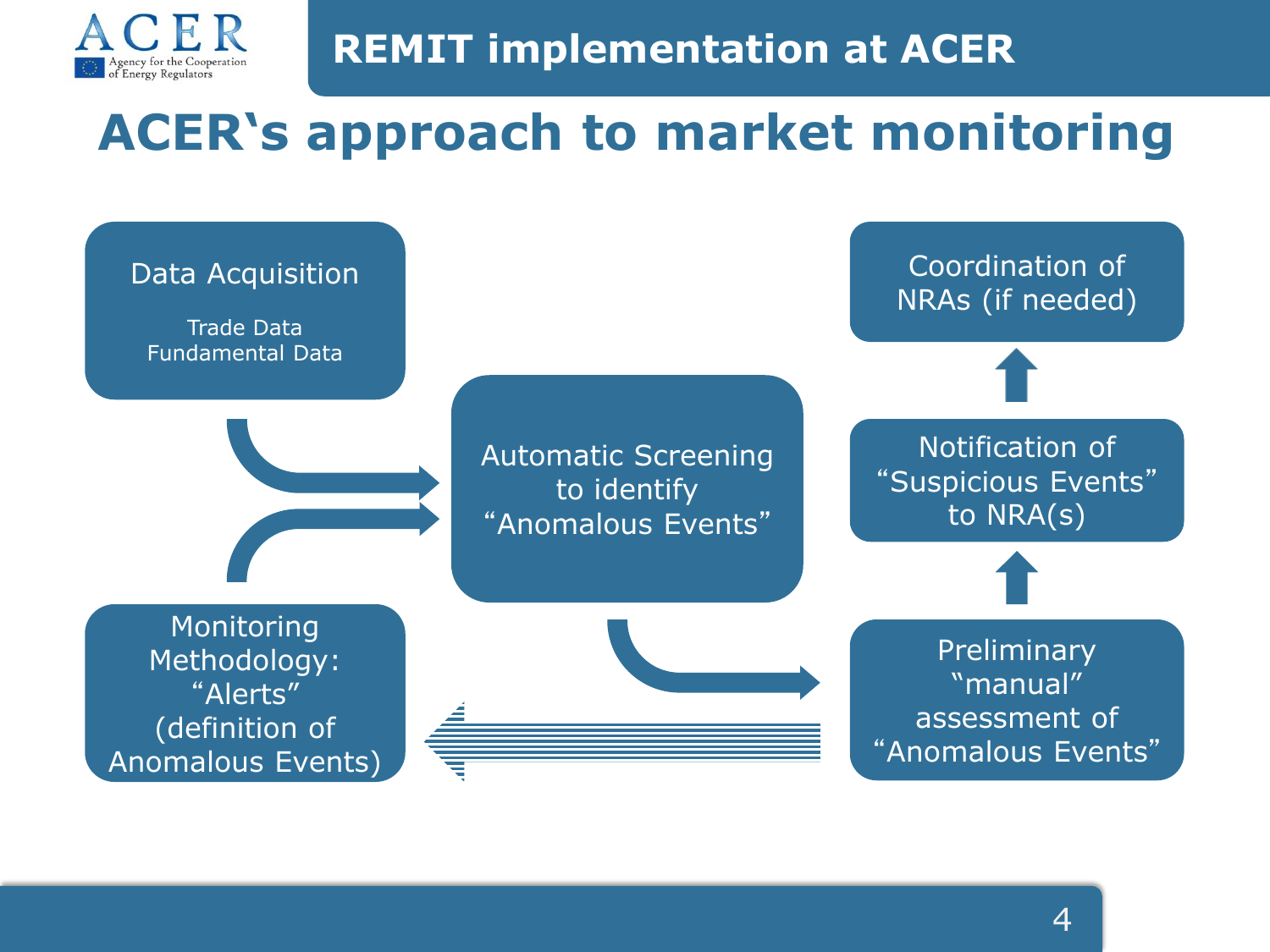# REMIT implementation at ACER

## ACER's approach to market monitoring

**Data Acquisition**

Trade Data
Fundamental Data

**Monitoring Methodology: "Alerts" (definition of Anomalous Events)**

**Automatic Screening to identify "Anomalous Events"**

**Preliminary "manual" assessment of "Anomalous Events"**

**Notification of "Suspicious Events" to NRA(s)**

**Coordination of NRAs (if needed)**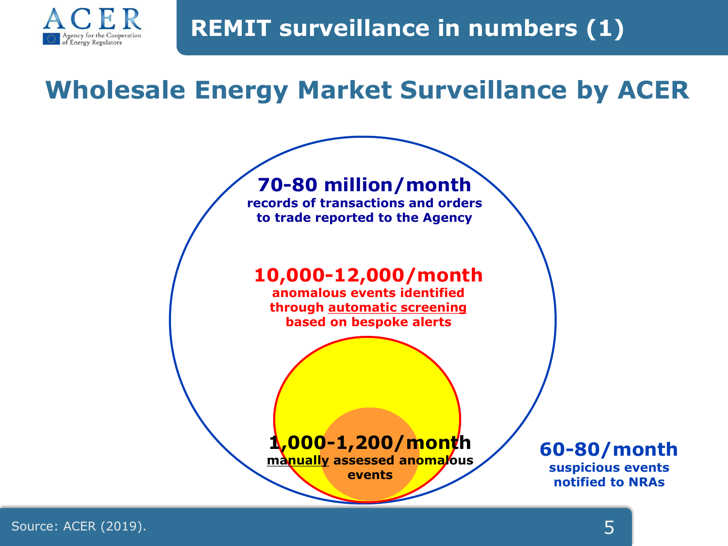# REMIT surveillance in numbers (1)

## Wholesale Energy Market Surveillance by ACER

**70-80 million/month**
**records of transactions and orders to trade reported to the Agency**

**10,000-12,000/month**
**anomalous events identified through automatic screening based on bespoke alerts**

**1,000-1,200/month**
**manually assessed anomalous events**

**60-80/month**
**suspicious events notified to NRAs**

Source: ACER (2019).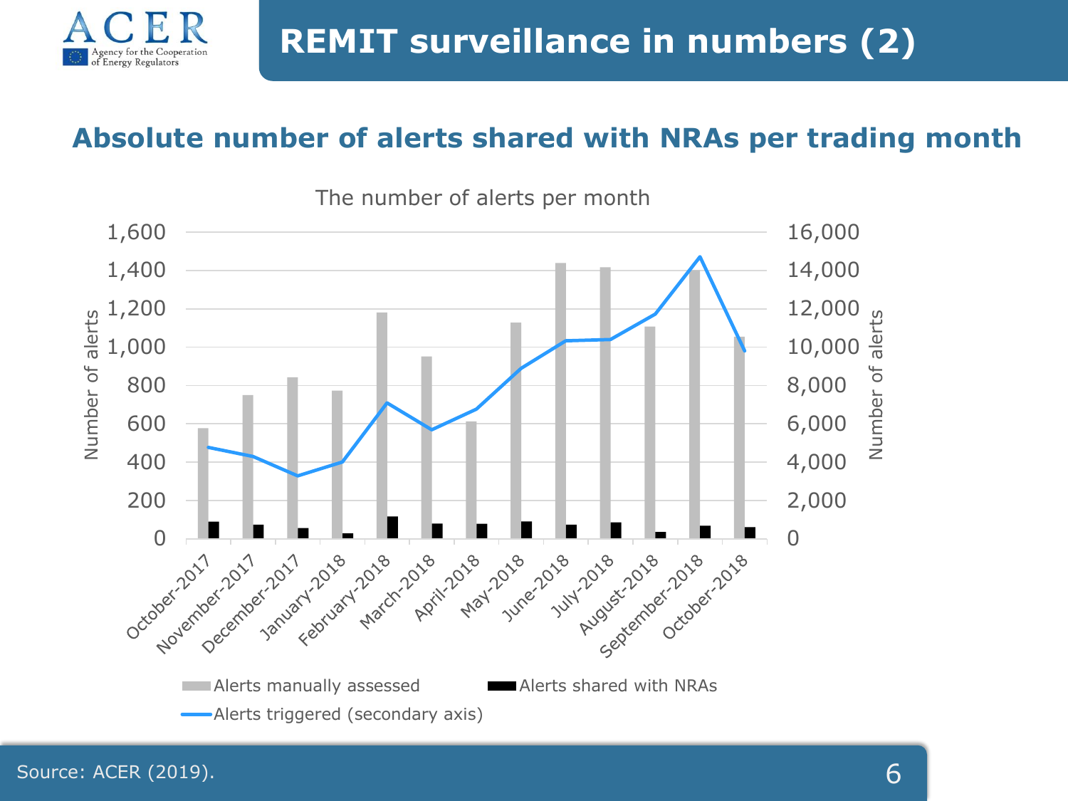# REMIT surveillance in numbers (2)

## Absolute number of alerts shared with NRAs per trading month

The number of alerts per month

Number of alerts (left axis: 0 – 1,600); Number of alerts (secondary axis: 0 – 16,000)

October-2017, November-2017, December-2017, January-2018, February-2018, March-2018, April-2018, May-2018, June-2018, July-2018, August-2018, September-2018, October-2018

Alerts manually assessed | Alerts shared with NRAs | Alerts triggered (secondary axis)

Source: ACER (2019).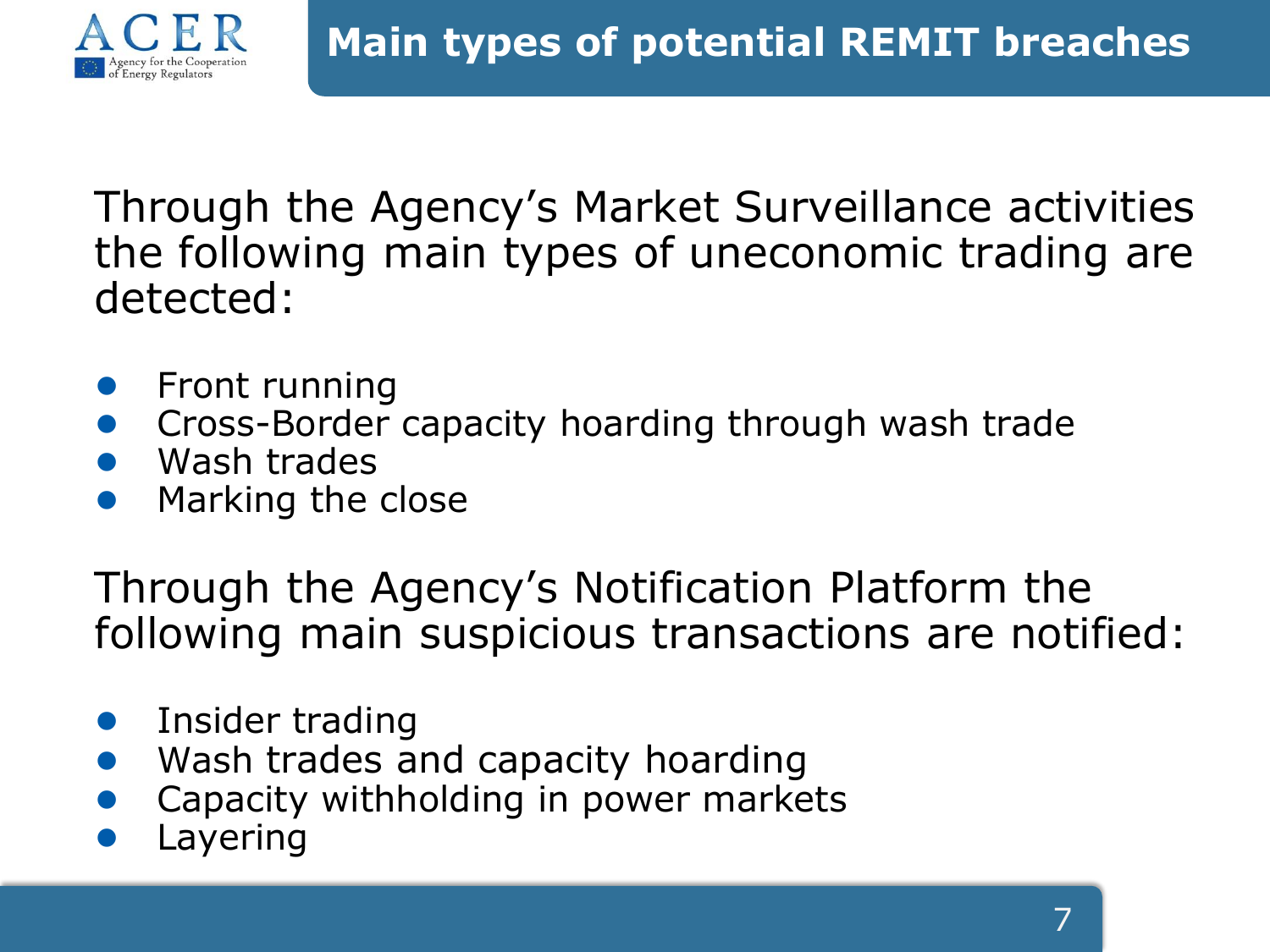# Main types of potential REMIT breaches

Through the Agency's Market Surveillance activities the following main types of uneconomic trading are detected:

- Front running
- Cross-Border capacity hoarding through wash trade
- Wash trades
- Marking the close

Through the Agency's Notification Platform the following main suspicious transactions are notified:

- Insider trading
- Wash trades and capacity hoarding
- Capacity withholding in power markets
- Layering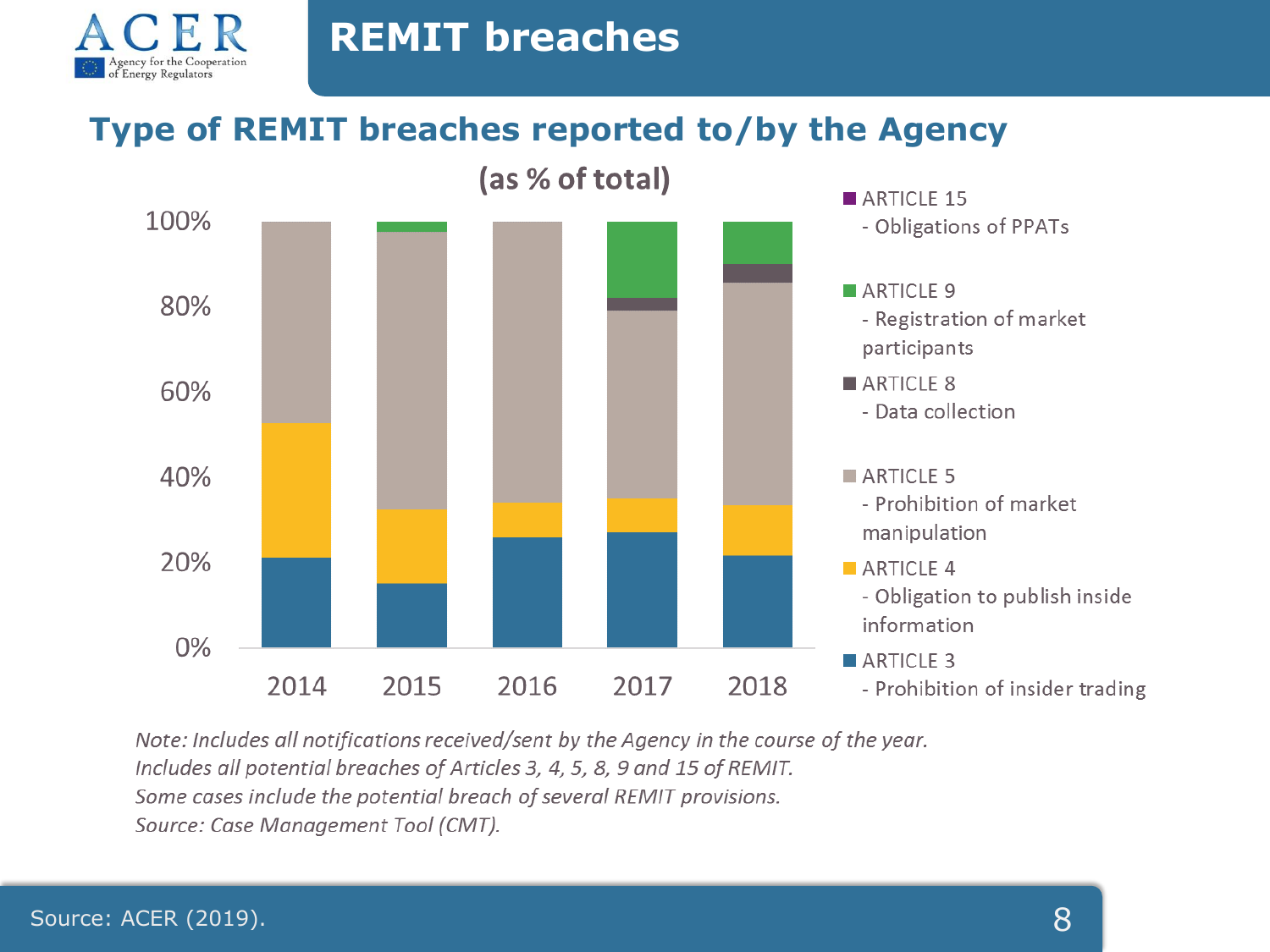# REMIT breaches

## Type of REMIT breaches reported to/by the Agency

(as % of total)

- ARTICLE 15 - Obligations of PPATs
- ARTICLE 9 - Registration of market participants
- ARTICLE 8 - Data collection
- ARTICLE 5 - Prohibition of market manipulation
- ARTICLE 4 - Obligation to publish inside information
- ARTICLE 3 - Prohibition of insider trading

*Note: Includes all notifications received/sent by the Agency in the course of the year.*
*Includes all potential breaches of Articles 3, 4, 5, 8, 9 and 15 of REMIT.*
*Some cases include the potential breach of several REMIT provisions.*
*Source: Case Management Tool (CMT).*

Source: ACER (2019).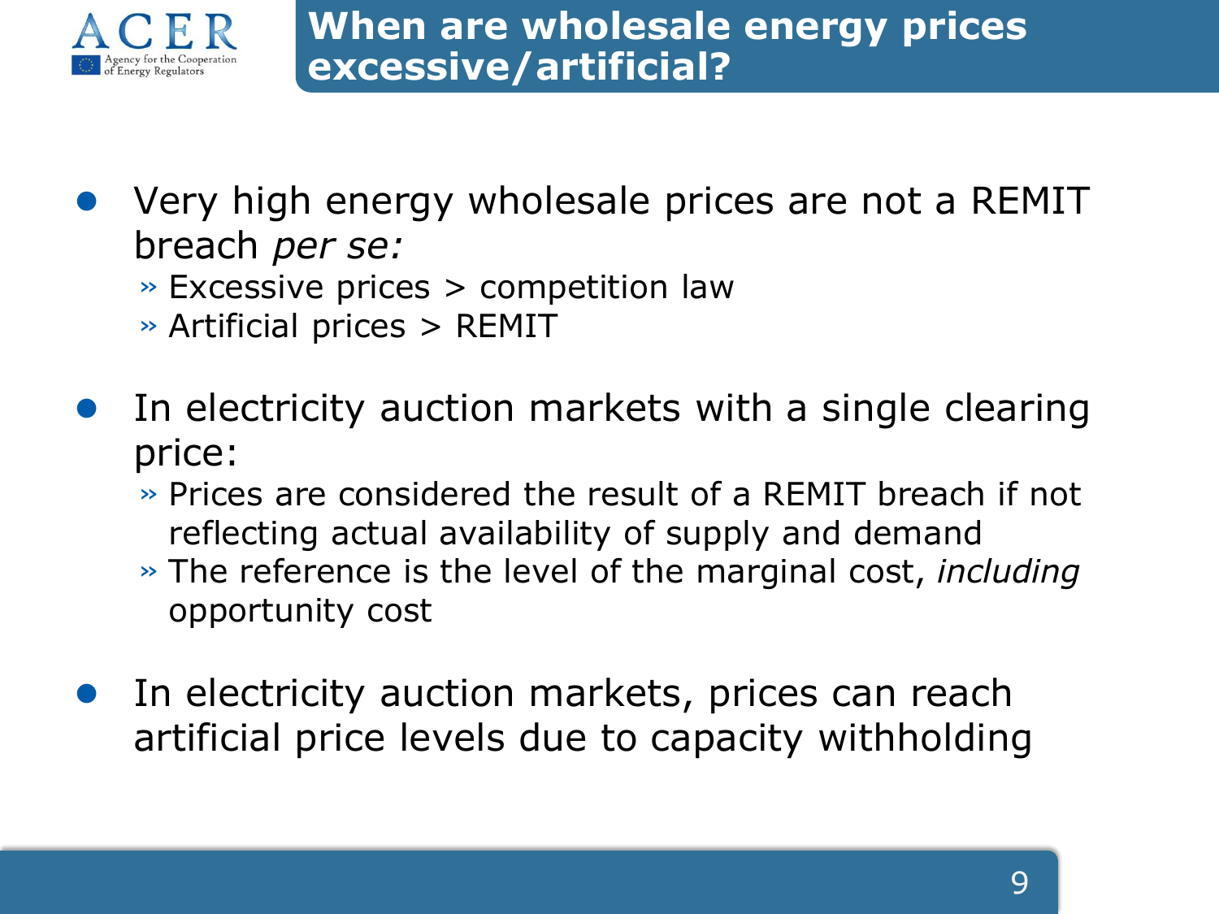# When are wholesale energy prices excessive/artificial?

- Very high energy wholesale prices are not a REMIT breach *per se:*
  - Excessive prices > competition law
  - Artificial prices > REMIT
- In electricity auction markets with a single clearing price:
  - Prices are considered the result of a REMIT breach if not reflecting actual availability of supply and demand
  - The reference is the level of the marginal cost, *including* opportunity cost
- In electricity auction markets, prices can reach artificial price levels due to capacity withholding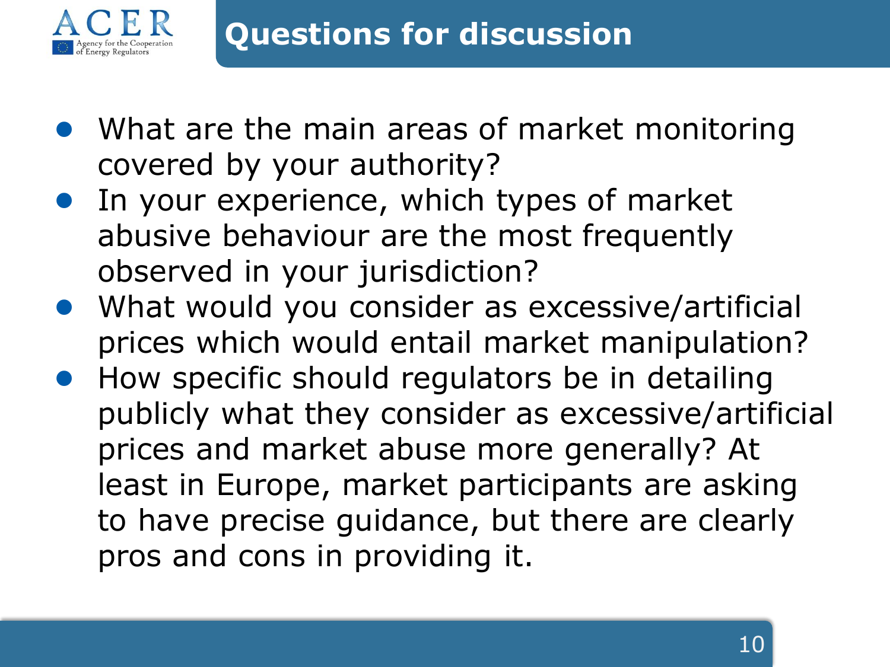# Questions for discussion

- What are the main areas of market monitoring covered by your authority?
- In your experience, which types of market abusive behaviour are the most frequently observed in your jurisdiction?
- What would you consider as excessive/artificial prices which would entail market manipulation?
- How specific should regulators be in detailing publicly what they consider as excessive/artificial prices and market abuse more generally? At least in Europe, market participants are asking to have precise guidance, but there are clearly pros and cons in providing it.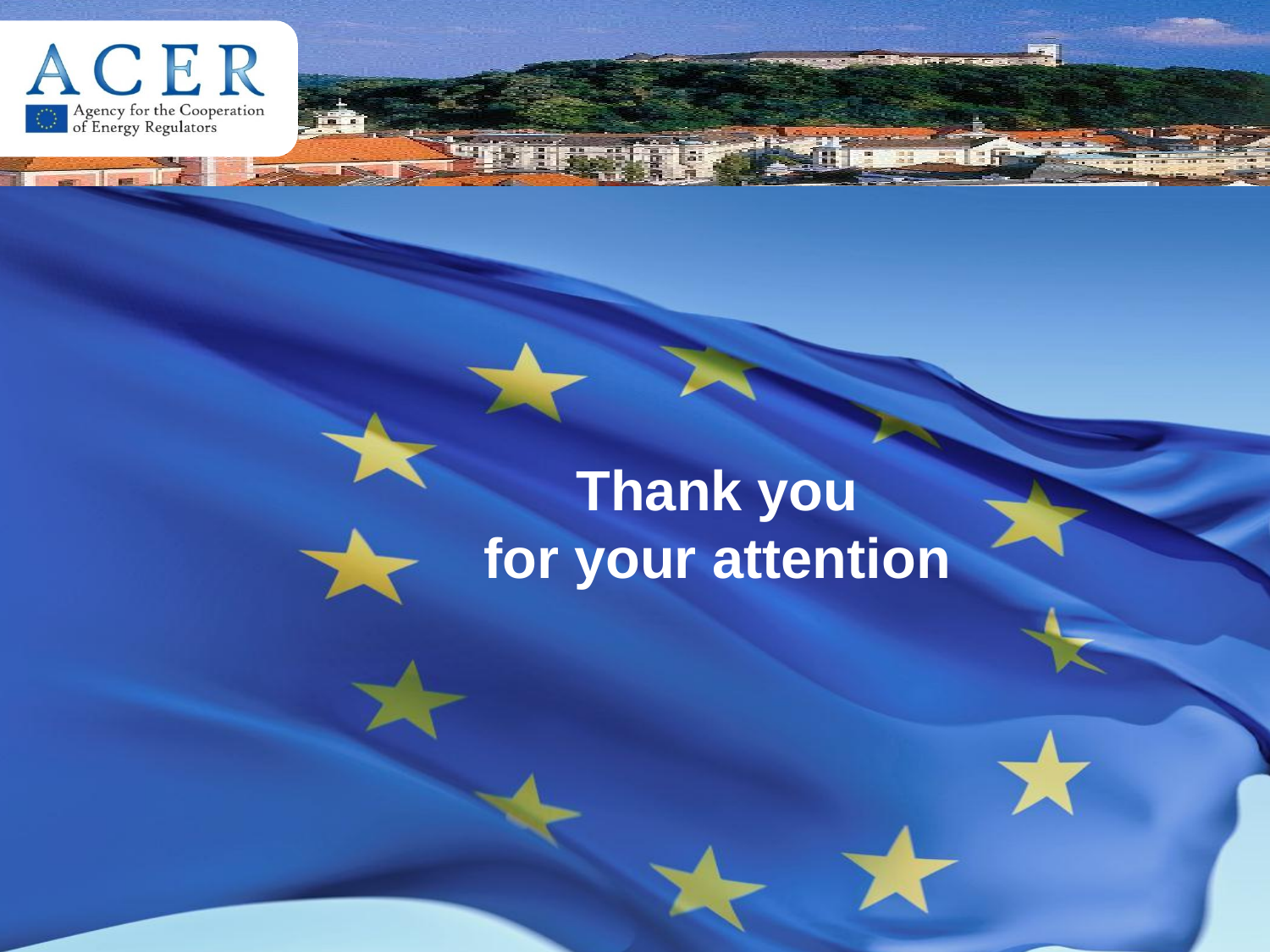# Thank you for your attention